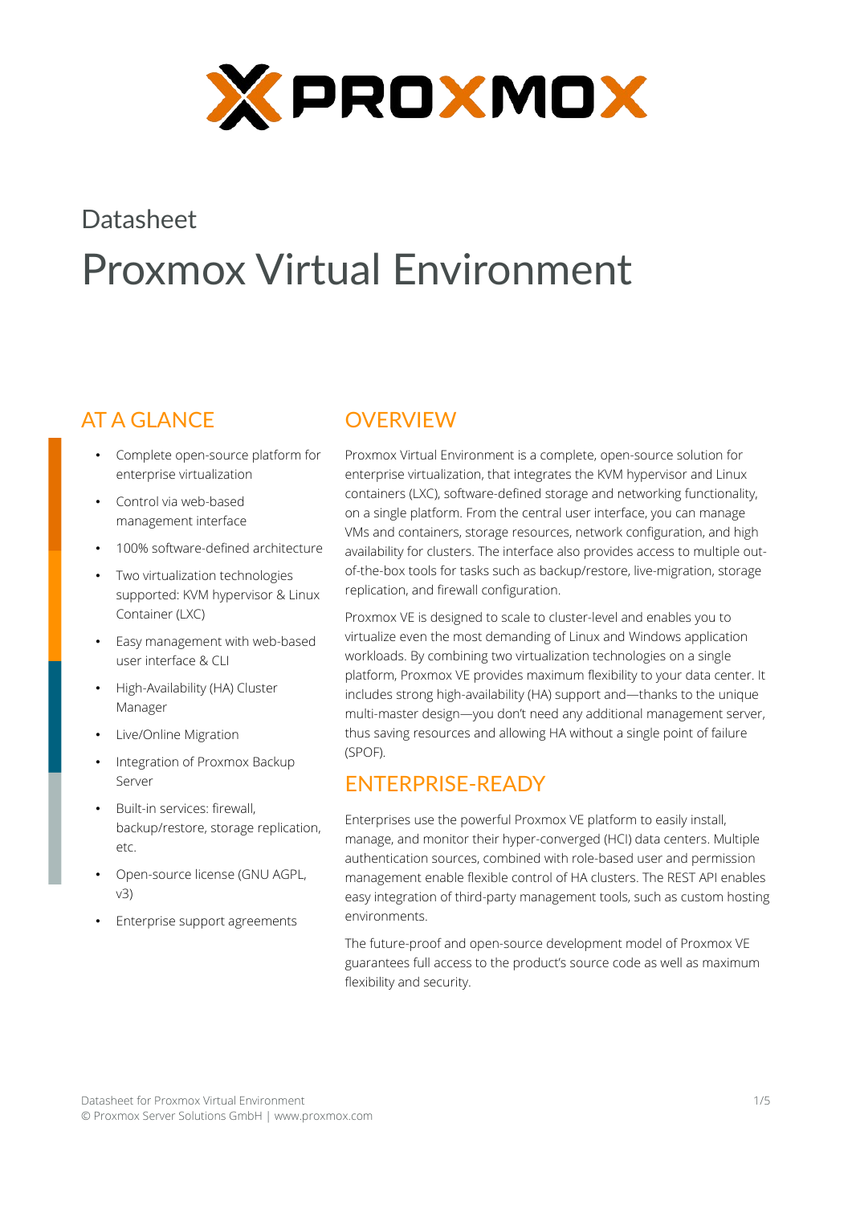PROXMOX

Datasheet

# Proxmox Virtual Environment

## AT A GLANCE

- Complete open-source platform for enterprise virtualization
- Control via web-based management interface
- 100% software-defined architecture
- Two virtualization technologies supported: KVM hypervisor & Linux Container (LXC)
- Easy management with web-based user interface & CLI
- High-Availability (HA) Cluster Manager
- Live/Online Migration
- Integration of Proxmox Backup Server
- Built-in services: firewall, backup/restore, storage replication, etc.
- Open-source license (GNU AGPL, v3)
- Enterprise support agreements

## OVERVIEW

Proxmox Virtual Environment is a complete, open-source solution for enterprise virtualization, that integrates the KVM hypervisor and Linux containers (LXC), software-defined storage and networking functionality, on a single platform. From the central user interface, you can manage VMs and containers, storage resources, network configuration, and high availability for clusters. The interface also provides access to multiple out-of-the-box tools for tasks such as backup/restore, live-migration, storage replication, and firewall configuration.

Proxmox VE is designed to scale to cluster-level and enables you to virtualize even the most demanding of Linux and Windows application workloads. By combining two virtualization technologies on a single platform, Proxmox VE provides maximum flexibility to your data center. It includes strong high-availability (HA) support and—thanks to the unique multi-master design—you don't need any additional management server, thus saving resources and allowing HA without a single point of failure (SPOF).

## ENTERPRISE-READY

Enterprises use the powerful Proxmox VE platform to easily install, manage, and monitor their hyper-converged (HCI) data centers. Multiple authentication sources, combined with role-based user and permission management enable flexible control of HA clusters. The REST API enables easy integration of third-party management tools, such as custom hosting environments.

The future-proof and open-source development model of Proxmox VE guarantees full access to the product's source code as well as maximum flexibility and security.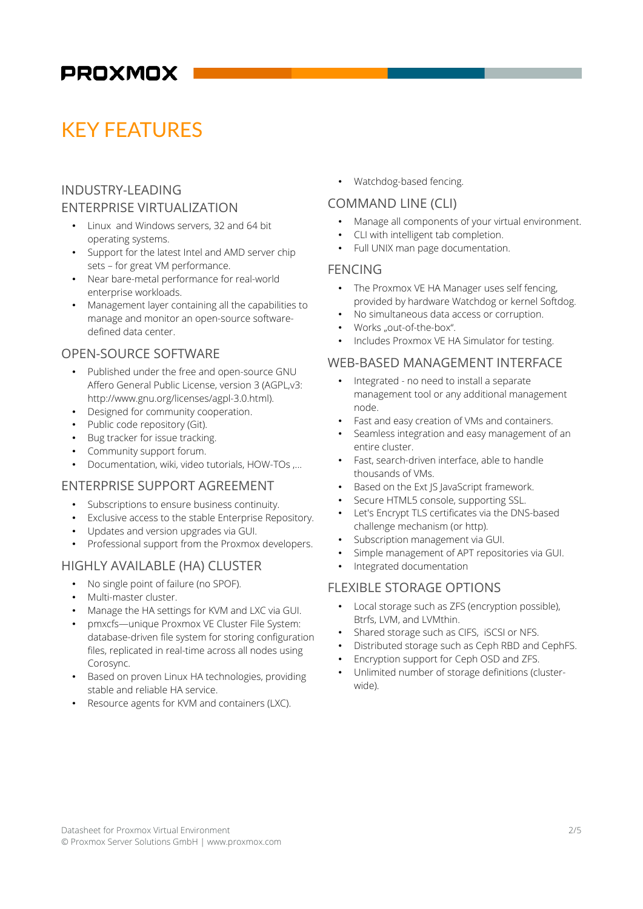# KEY FEATURES

## INDUSTRY-LEADING ENTERPRISE VIRTUALIZATION

- Linux and Windows servers, 32 and 64 bit operating systems.
- Support for the latest Intel and AMD server chip sets – for great VM performance.
- Near bare-metal performance for real-world enterprise workloads.
- Management layer containing all the capabilities to manage and monitor an open-source software-defined data center.

## OPEN-SOURCE SOFTWARE

- Published under the free and open-source GNU Affero General Public License, version 3 (AGPL,v3: http://www.gnu.org/licenses/agpl-3.0.html).
- Designed for community cooperation.
- Public code repository (Git).
- Bug tracker for issue tracking.
- Community support forum.
- Documentation, wiki, video tutorials, HOW-TOs ,...

## ENTERPRISE SUPPORT AGREEMENT

- Subscriptions to ensure business continuity.
- Exclusive access to the stable Enterprise Repository.
- Updates and version upgrades via GUI.
- Professional support from the Proxmox developers.

## HIGHLY AVAILABLE (HA) CLUSTER

- No single point of failure (no SPOF).
- Multi-master cluster.
- Manage the HA settings for KVM and LXC via GUI.
- pmxcfs—unique Proxmox VE Cluster File System: database-driven file system for storing configuration files, replicated in real-time across all nodes using Corosync.
- Based on proven Linux HA technologies, providing stable and reliable HA service.
- Resource agents for KVM and containers (LXC).
- Watchdog-based fencing.

## COMMAND LINE (CLI)

- Manage all components of your virtual environment.
- CLI with intelligent tab completion.
- Full UNIX man page documentation.

## FENCING

- The Proxmox VE HA Manager uses self fencing, provided by hardware Watchdog or kernel Softdog.
- No simultaneous data access or corruption.
- Works „out-of-the-box".
- Includes Proxmox VE HA Simulator for testing.

## WEB-BASED MANAGEMENT INTERFACE

- Integrated - no need to install a separate management tool or any additional management node.
- Fast and easy creation of VMs and containers.
- Seamless integration and easy management of an entire cluster.
- Fast, search-driven interface, able to handle thousands of VMs.
- Based on the Ext JS JavaScript framework.
- Secure HTML5 console, supporting SSL.
- Let's Encrypt TLS certificates via the DNS-based challenge mechanism (or http).
- Subscription management via GUI.
- Simple management of APT repositories via GUI.
- Integrated documentation

## FLEXIBLE STORAGE OPTIONS

- Local storage such as ZFS (encryption possible), Btrfs, LVM, and LVMthin.
- Shared storage such as CIFS, iSCSI or NFS.
- Distributed storage such as Ceph RBD and CephFS.
- Encryption support for Ceph OSD and ZFS.
- Unlimited number of storage definitions (cluster-wide).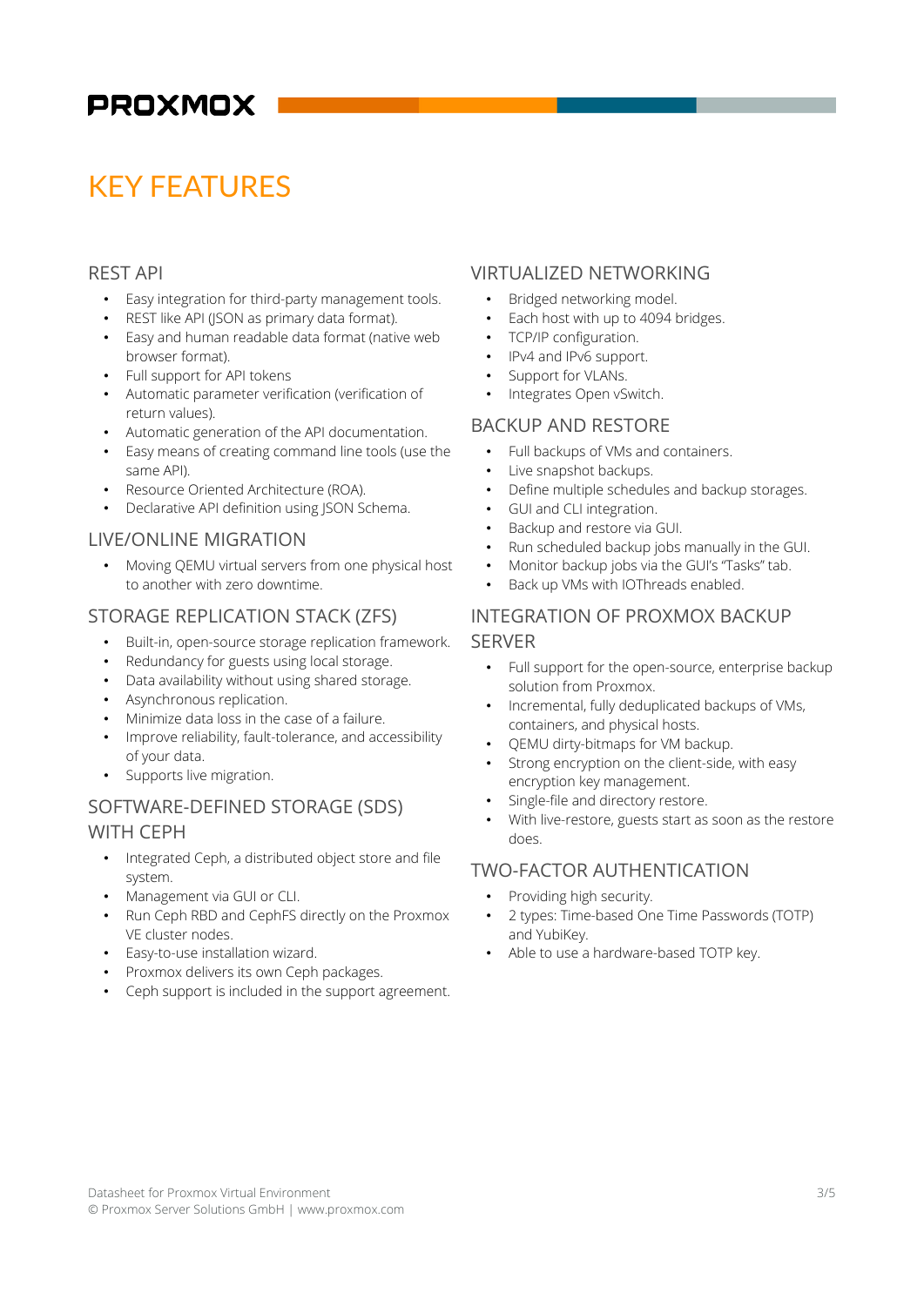# KEY FEATURES

## REST API

- Easy integration for third-party management tools.
- REST like API (JSON as primary data format).
- Easy and human readable data format (native web browser format).
- Full support for API tokens
- Automatic parameter verification (verification of return values).
- Automatic generation of the API documentation.
- Easy means of creating command line tools (use the same API).
- Resource Oriented Architecture (ROA).
- Declarative API definition using JSON Schema.

## LIVE/ONLINE MIGRATION

- Moving QEMU virtual servers from one physical host to another with zero downtime.

## STORAGE REPLICATION STACK (ZFS)

- Built-in, open-source storage replication framework.
- Redundancy for guests using local storage.
- Data availability without using shared storage.
- Asynchronous replication.
- Minimize data loss in the case of a failure.
- Improve reliability, fault-tolerance, and accessibility of your data.
- Supports live migration.

## SOFTWARE-DEFINED STORAGE (SDS) WITH CEPH

- Integrated Ceph, a distributed object store and file system.
- Management via GUI or CLI.
- Run Ceph RBD and CephFS directly on the Proxmox VE cluster nodes.
- Easy-to-use installation wizard.
- Proxmox delivers its own Ceph packages.
- Ceph support is included in the support agreement.

## VIRTUALIZED NETWORKING

- Bridged networking model.
- Each host with up to 4094 bridges.
- TCP/IP configuration.
- IPv4 and IPv6 support.
- Support for VLANs.
- Integrates Open vSwitch.

## BACKUP AND RESTORE

- Full backups of VMs and containers.
- Live snapshot backups.
- Define multiple schedules and backup storages.
- GUI and CLI integration.
- Backup and restore via GUI.
- Run scheduled backup jobs manually in the GUI.
- Monitor backup jobs via the GUI's "Tasks" tab.
- Back up VMs with IOThreads enabled.

## INTEGRATION OF PROXMOX BACKUP SERVER

- Full support for the open-source, enterprise backup solution from Proxmox.
- Incremental, fully deduplicated backups of VMs, containers, and physical hosts.
- QEMU dirty-bitmaps for VM backup.
- Strong encryption on the client-side, with easy encryption key management.
- Single-file and directory restore.
- With live-restore, guests start as soon as the restore does.

## TWO-FACTOR AUTHENTICATION

- Providing high security.
- 2 types: Time-based One Time Passwords (TOTP) and YubiKey.
- Able to use a hardware-based TOTP key.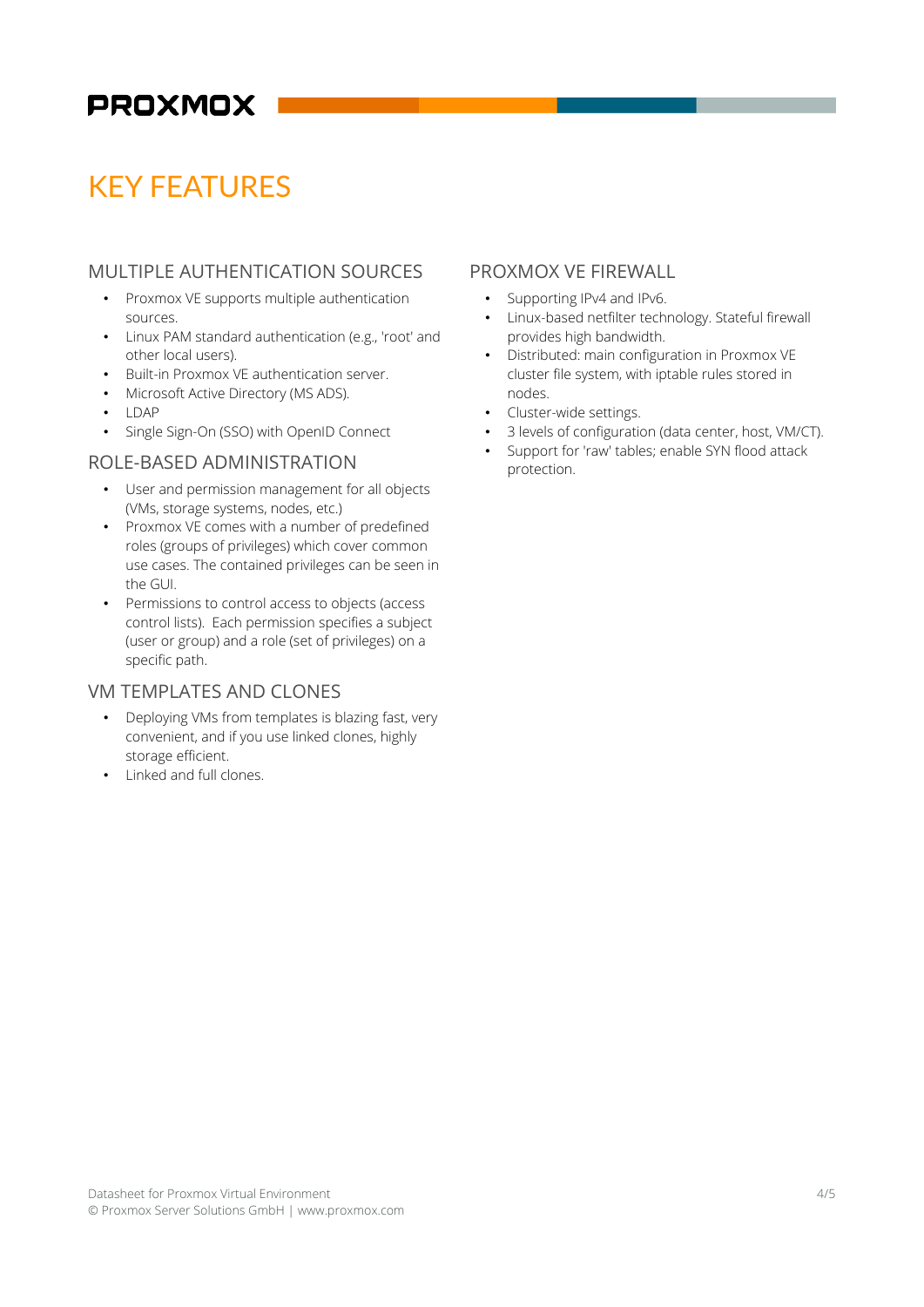# KEY FEATURES

## MULTIPLE AUTHENTICATION SOURCES

- Proxmox VE supports multiple authentication sources.
- Linux PAM standard authentication (e.g., 'root' and other local users).
- Built-in Proxmox VE authentication server.
- Microsoft Active Directory (MS ADS).
- LDAP
- Single Sign-On (SSO) with OpenID Connect

## ROLE-BASED ADMINISTRATION

- User and permission management for all objects (VMs, storage systems, nodes, etc.)
- Proxmox VE comes with a number of predefined roles (groups of privileges) which cover common use cases. The contained privileges can be seen in the GUI.
- Permissions to control access to objects (access control lists). Each permission specifies a subject (user or group) and a role (set of privileges) on a specific path.

## VM TEMPLATES AND CLONES

- Deploying VMs from templates is blazing fast, very convenient, and if you use linked clones, highly storage efficient.
- Linked and full clones.

## PROXMOX VE FIREWALL

- Supporting IPv4 and IPv6.
- Linux-based netfilter technology. Stateful firewall provides high bandwidth.
- Distributed: main configuration in Proxmox VE cluster file system, with iptable rules stored in nodes.
- Cluster-wide settings.
- 3 levels of configuration (data center, host, VM/CT).
- Support for 'raw' tables; enable SYN flood attack protection.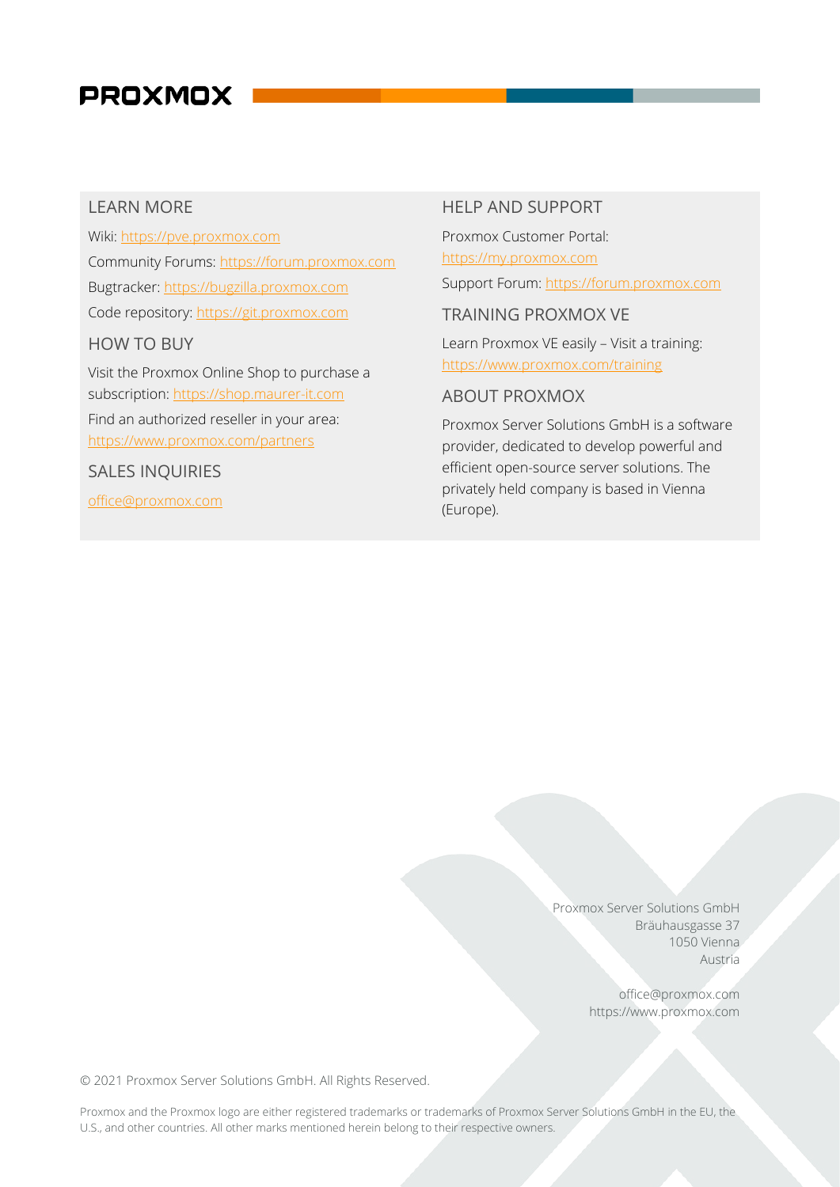PROXMOX

## LEARN MORE

Wiki: https://pve.proxmox.com

Community Forums: https://forum.proxmox.com

Bugtracker: https://bugzilla.proxmox.com

Code repository: https://git.proxmox.com

## HOW TO BUY

Visit the Proxmox Online Shop to purchase a subscription: https://shop.maurer-it.com

Find an authorized reseller in your area: https://www.proxmox.com/partners

## SALES INQUIRIES

office@proxmox.com

## HELP AND SUPPORT

Proxmox Customer Portal: https://my.proxmox.com

Support Forum: https://forum.proxmox.com

## TRAINING PROXMOX VE

Learn Proxmox VE easily – Visit a training: https://www.proxmox.com/training

## ABOUT PROXMOX

Proxmox Server Solutions GmbH is a software provider, dedicated to develop powerful and efficient open-source server solutions. The privately held company is based in Vienna (Europe).

Proxmox Server Solutions GmbH
Bräuhausgasse 37
1050 Vienna
Austria

office@proxmox.com
https://www.proxmox.com

© 2021 Proxmox Server Solutions GmbH. All Rights Reserved.

Proxmox and the Proxmox logo are either registered trademarks or trademarks of Proxmox Server Solutions GmbH in the EU, the U.S., and other countries. All other marks mentioned herein belong to their respective owners.